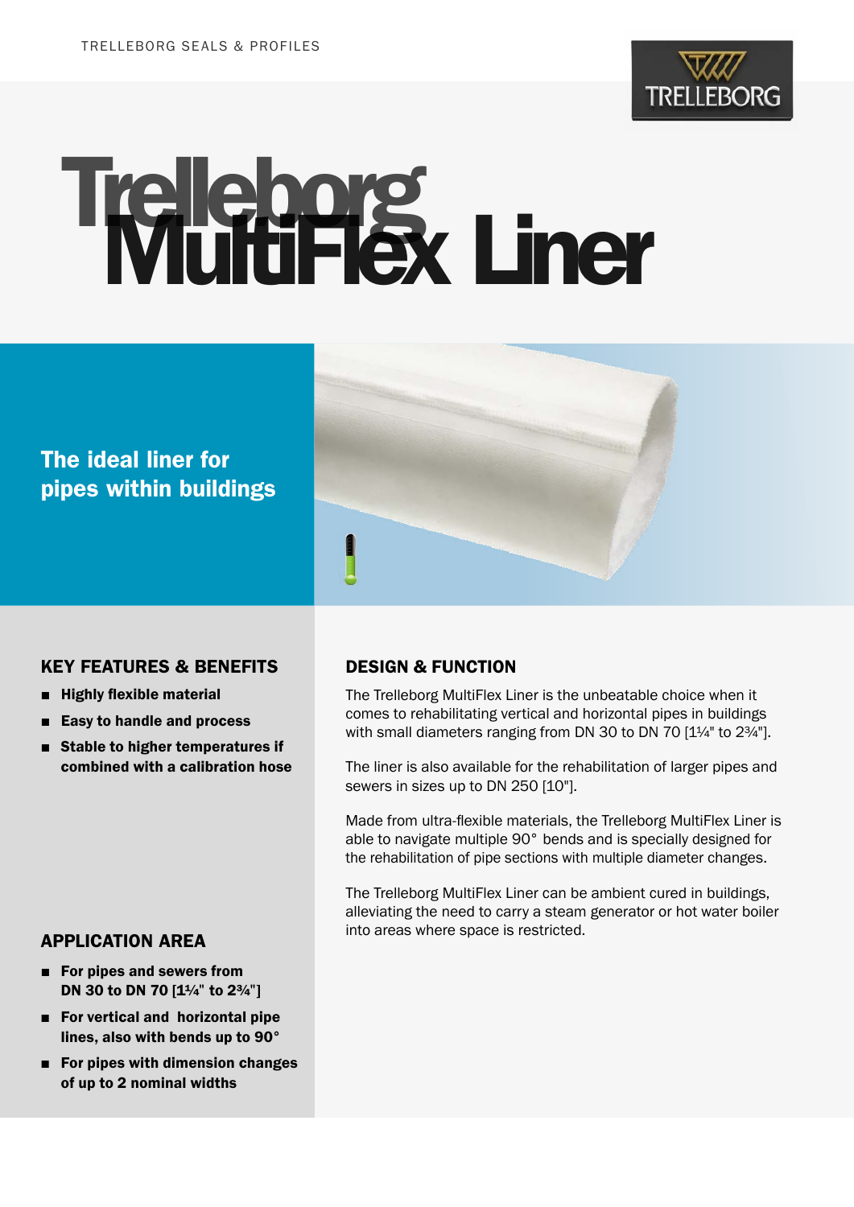TRELLEBORG SEALS & PROFILES

TRELLEBORG

# Trelleborg MultiFlex Liner

## The ideal liner for pipes within buildings

## KEY FEATURES & BENEFITS

- **Highly flexible material**
- **Easy to handle and process**
- **Stable to higher temperatures if combined with a calibration hose**

## APPLICATION AREA

- **For pipes and sewers from DN 30 to DN 70 [1¼" to 2¾"]**
- **For vertical and horizontal pipe lines, also with bends up to 90°**
- **For pipes with dimension changes of up to 2 nominal widths**

## DESIGN & FUNCTION

The Trelleborg MultiFlex Liner is the unbeatable choice when it comes to rehabilitating vertical and horizontal pipes in buildings with small diameters ranging from DN 30 to DN 70 [1¼" to 2¾"].

The liner is also available for the rehabilitation of larger pipes and sewers in sizes up to DN 250 [10"].

Made from ultra-flexible materials, the Trelleborg MultiFlex Liner is able to navigate multiple 90° bends and is specially designed for the rehabilitation of pipe sections with multiple diameter changes.

The Trelleborg MultiFlex Liner can be ambient cured in buildings, alleviating the need to carry a steam generator or hot water boiler into areas where space is restricted.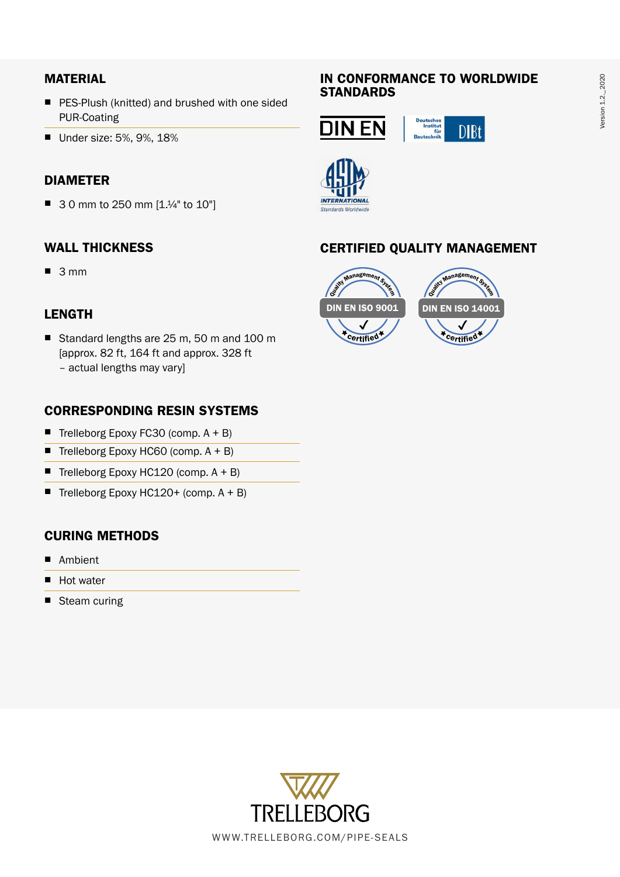## MATERIAL

- PES-Plush (knitted) and brushed with one sided PUR-Coating
- Under size: 5%, 9%, 18%

## DIAMETER

- 3 0 mm to 250 mm [1.¼" to 10"]

## WALL THICKNESS

- 3 mm

## LENGTH

- Standard lengths are 25 m, 50 m and 100 m [approx. 82 ft, 164 ft and approx. 328 ft – actual lengths may vary]

## CORRESPONDING RESIN SYSTEMS

- Trelleborg Epoxy FC30 (comp. A + B)
- Trelleborg Epoxy HC60 (comp. A + B)
- Trelleborg Epoxy HC120 (comp. A + B)
- Trelleborg Epoxy HC120+ (comp. A + B)

## CURING METHODS

- Ambient
- Hot water
- Steam curing

## IN CONFORMANCE TO WORLDWIDE STANDARDS

DIN EN

Deutsches Institut für Bautechnik DIBt

ASTM INTERNATIONAL Standards Worldwide

## CERTIFIED QUALITY MANAGEMENT

Quality Management System DIN EN ISO 9001 ✓ certified

Quality Management System DIN EN ISO 14001 ✓ certified

Version 1.2_2020

TRELLEBORG

WWW.TRELLEBORG.COM/PIPE-SEALS